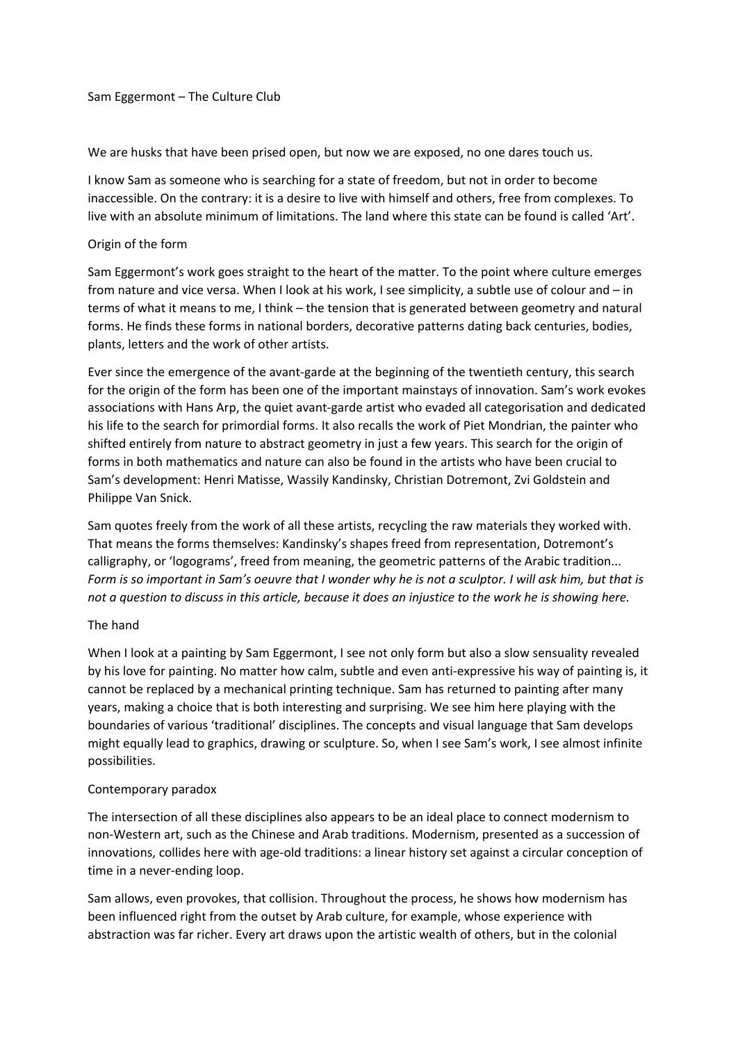# Sam Eggermont – The Culture Club

We are husks that have been prised open, but now we are exposed, no one dares touch us.

I know Sam as someone who is searching for a state of freedom, but not in order to become inaccessible. On the contrary: it is a desire to live with himself and others, free from complexes. To live with an absolute minimum of limitations. The land where this state can be found is called 'Art'.

## Origin of the form

Sam Eggermont's work goes straight to the heart of the matter. To the point where culture emerges from nature and vice versa. When I look at his work, I see simplicity, a subtle use of colour and – in terms of what it means to me, I think – the tension that is generated between geometry and natural forms. He finds these forms in national borders, decorative patterns dating back centuries, bodies, plants, letters and the work of other artists.

Ever since the emergence of the avant-garde at the beginning of the twentieth century, this search for the origin of the form has been one of the important mainstays of innovation. Sam's work evokes associations with Hans Arp, the quiet avant-garde artist who evaded all categorisation and dedicated his life to the search for primordial forms. It also recalls the work of Piet Mondrian, the painter who shifted entirely from nature to abstract geometry in just a few years. This search for the origin of forms in both mathematics and nature can also be found in the artists who have been crucial to Sam's development: Henri Matisse, Wassily Kandinsky, Christian Dotremont, Zvi Goldstein and Philippe Van Snick.

Sam quotes freely from the work of all these artists, recycling the raw materials they worked with. That means the forms themselves: Kandinsky's shapes freed from representation, Dotremont's calligraphy, or 'logograms', freed from meaning, the geometric patterns of the Arabic tradition... *Form is so important in Sam's oeuvre that I wonder why he is not a sculptor. I will ask him, but that is not a question to discuss in this article, because it does an injustice to the work he is showing here.*

## The hand

When I look at a painting by Sam Eggermont, I see not only form but also a slow sensuality revealed by his love for painting. No matter how calm, subtle and even anti-expressive his way of painting is, it cannot be replaced by a mechanical printing technique. Sam has returned to painting after many years, making a choice that is both interesting and surprising. We see him here playing with the boundaries of various 'traditional' disciplines. The concepts and visual language that Sam develops might equally lead to graphics, drawing or sculpture. So, when I see Sam's work, I see almost infinite possibilities.

## Contemporary paradox

The intersection of all these disciplines also appears to be an ideal place to connect modernism to non-Western art, such as the Chinese and Arab traditions. Modernism, presented as a succession of innovations, collides here with age-old traditions: a linear history set against a circular conception of time in a never-ending loop.

Sam allows, even provokes, that collision. Throughout the process, he shows how modernism has been influenced right from the outset by Arab culture, for example, whose experience with abstraction was far richer. Every art draws upon the artistic wealth of others, but in the colonial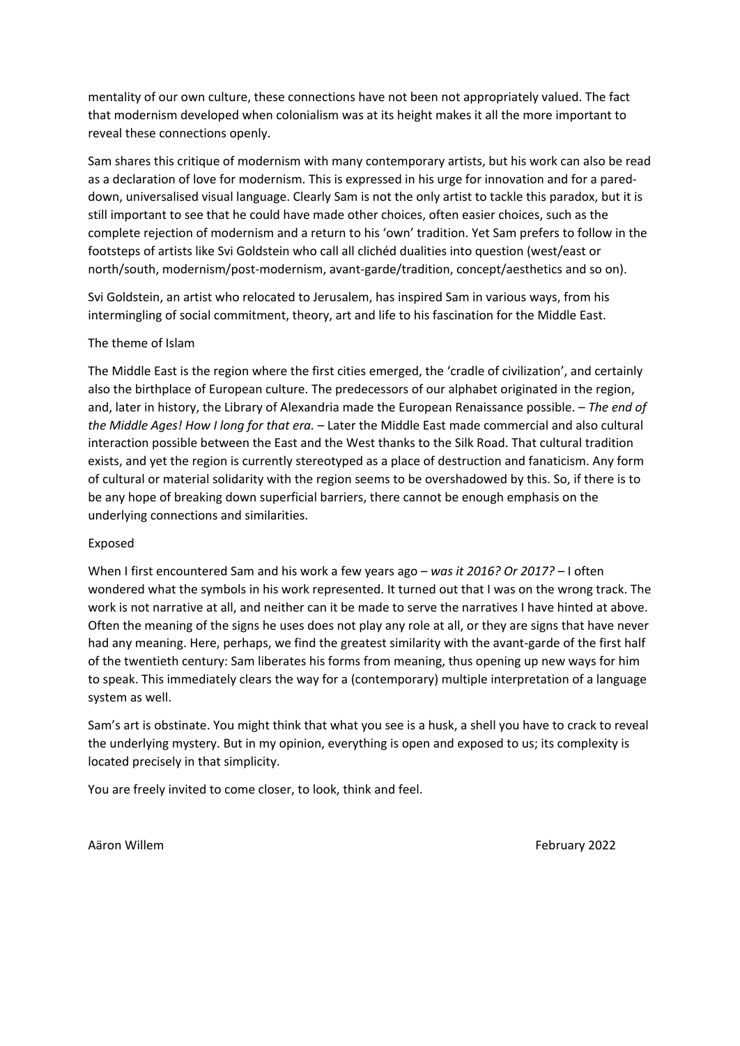mentality of our own culture, these connections have not been not appropriately valued. The fact that modernism developed when colonialism was at its height makes it all the more important to reveal these connections openly.

Sam shares this critique of modernism with many contemporary artists, but his work can also be read as a declaration of love for modernism. This is expressed in his urge for innovation and for a pared-down, universalised visual language. Clearly Sam is not the only artist to tackle this paradox, but it is still important to see that he could have made other choices, often easier choices, such as the complete rejection of modernism and a return to his 'own' tradition. Yet Sam prefers to follow in the footsteps of artists like Svi Goldstein who call all clichéd dualities into question (west/east or north/south, modernism/post-modernism, avant-garde/tradition, concept/aesthetics and so on).

Svi Goldstein, an artist who relocated to Jerusalem, has inspired Sam in various ways, from his intermingling of social commitment, theory, art and life to his fascination for the Middle East.

The theme of Islam

The Middle East is the region where the first cities emerged, the 'cradle of civilization', and certainly also the birthplace of European culture. The predecessors of our alphabet originated in the region, and, later in history, the Library of Alexandria made the European Renaissance possible. – *The end of the Middle Ages! How I long for that era.* – Later the Middle East made commercial and also cultural interaction possible between the East and the West thanks to the Silk Road. That cultural tradition exists, and yet the region is currently stereotyped as a place of destruction and fanaticism. Any form of cultural or material solidarity with the region seems to be overshadowed by this. So, if there is to be any hope of breaking down superficial barriers, there cannot be enough emphasis on the underlying connections and similarities.

Exposed

When I first encountered Sam and his work a few years ago – *was it 2016? Or 2017?* – I often wondered what the symbols in his work represented. It turned out that I was on the wrong track. The work is not narrative at all, and neither can it be made to serve the narratives I have hinted at above. Often the meaning of the signs he uses does not play any role at all, or they are signs that have never had any meaning. Here, perhaps, we find the greatest similarity with the avant-garde of the first half of the twentieth century: Sam liberates his forms from meaning, thus opening up new ways for him to speak. This immediately clears the way for a (contemporary) multiple interpretation of a language system as well.

Sam's art is obstinate. You might think that what you see is a husk, a shell you have to crack to reveal the underlying mystery. But in my opinion, everything is open and exposed to us; its complexity is located precisely in that simplicity.

You are freely invited to come closer, to look, think and feel.

Aäron Willem

February 2022